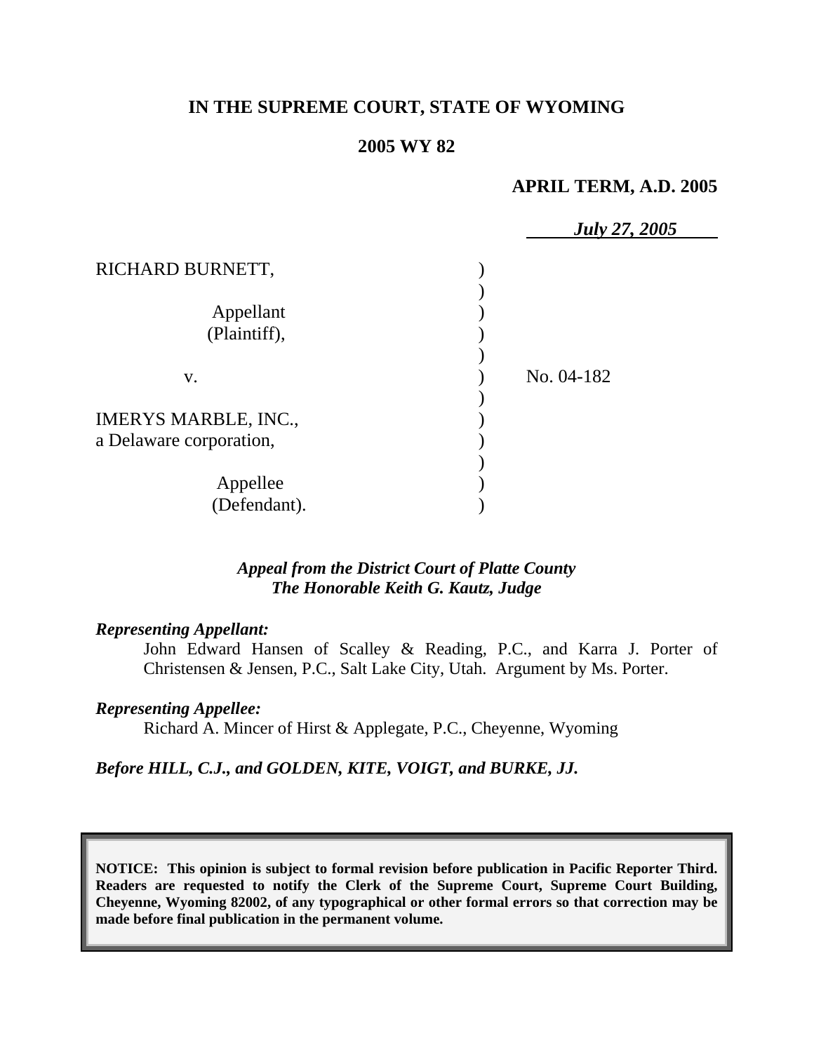**IN THE SUPREME COURT, STATE OF WYOMING**

**2005 WY 82**

**APRIL TERM, A.D. 2005**

***July 27, 2005***

RICHARD BURNETT,

Appellant (Plaintiff),

v.

IMERYS MARBLE, INC., a Delaware corporation,

Appellee (Defendant).

No. 04-182

*Appeal from the District Court of Platte County*
*The Honorable Keith G. Kautz, Judge*

***Representing Appellant:***

John Edward Hansen of Scalley & Reading, P.C., and Karra J. Porter of Christensen & Jensen, P.C., Salt Lake City, Utah. Argument by Ms. Porter.

***Representing Appellee:***

Richard A. Mincer of Hirst & Applegate, P.C., Cheyenne, Wyoming

***Before HILL, C.J., and GOLDEN, KITE, VOIGT, and BURKE, JJ.***

**NOTICE: This opinion is subject to formal revision before publication in Pacific Reporter Third. Readers are requested to notify the Clerk of the Supreme Court, Supreme Court Building, Cheyenne, Wyoming 82002, of any typographical or other formal errors so that correction may be made before final publication in the permanent volume.**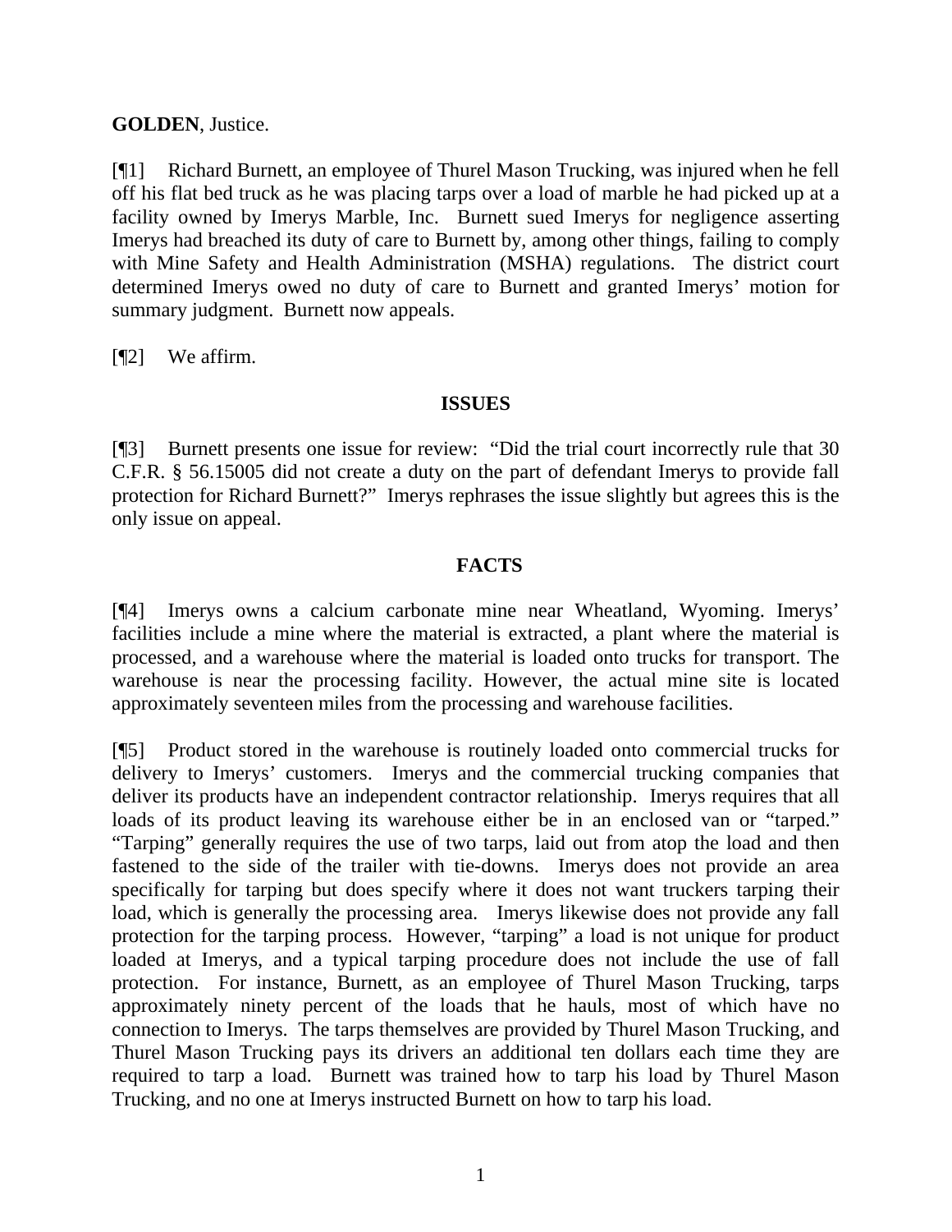**GOLDEN**, Justice.

[¶1] Richard Burnett, an employee of Thurel Mason Trucking, was injured when he fell off his flat bed truck as he was placing tarps over a load of marble he had picked up at a facility owned by Imerys Marble, Inc. Burnett sued Imerys for negligence asserting Imerys had breached its duty of care to Burnett by, among other things, failing to comply with Mine Safety and Health Administration (MSHA) regulations. The district court determined Imerys owed no duty of care to Burnett and granted Imerys' motion for summary judgment. Burnett now appeals.

[¶2] We affirm.

## ISSUES

[¶3] Burnett presents one issue for review: "Did the trial court incorrectly rule that 30 C.F.R. § 56.15005 did not create a duty on the part of defendant Imerys to provide fall protection for Richard Burnett?" Imerys rephrases the issue slightly but agrees this is the only issue on appeal.

## FACTS

[¶4] Imerys owns a calcium carbonate mine near Wheatland, Wyoming. Imerys' facilities include a mine where the material is extracted, a plant where the material is processed, and a warehouse where the material is loaded onto trucks for transport. The warehouse is near the processing facility. However, the actual mine site is located approximately seventeen miles from the processing and warehouse facilities.

[¶5] Product stored in the warehouse is routinely loaded onto commercial trucks for delivery to Imerys' customers. Imerys and the commercial trucking companies that deliver its products have an independent contractor relationship. Imerys requires that all loads of its product leaving its warehouse either be in an enclosed van or "tarped." "Tarping" generally requires the use of two tarps, laid out from atop the load and then fastened to the side of the trailer with tie-downs. Imerys does not provide an area specifically for tarping but does specify where it does not want truckers tarping their load, which is generally the processing area. Imerys likewise does not provide any fall protection for the tarping process. However, "tarping" a load is not unique for product loaded at Imerys, and a typical tarping procedure does not include the use of fall protection. For instance, Burnett, as an employee of Thurel Mason Trucking, tarps approximately ninety percent of the loads that he hauls, most of which have no connection to Imerys. The tarps themselves are provided by Thurel Mason Trucking, and Thurel Mason Trucking pays its drivers an additional ten dollars each time they are required to tarp a load. Burnett was trained how to tarp his load by Thurel Mason Trucking, and no one at Imerys instructed Burnett on how to tarp his load.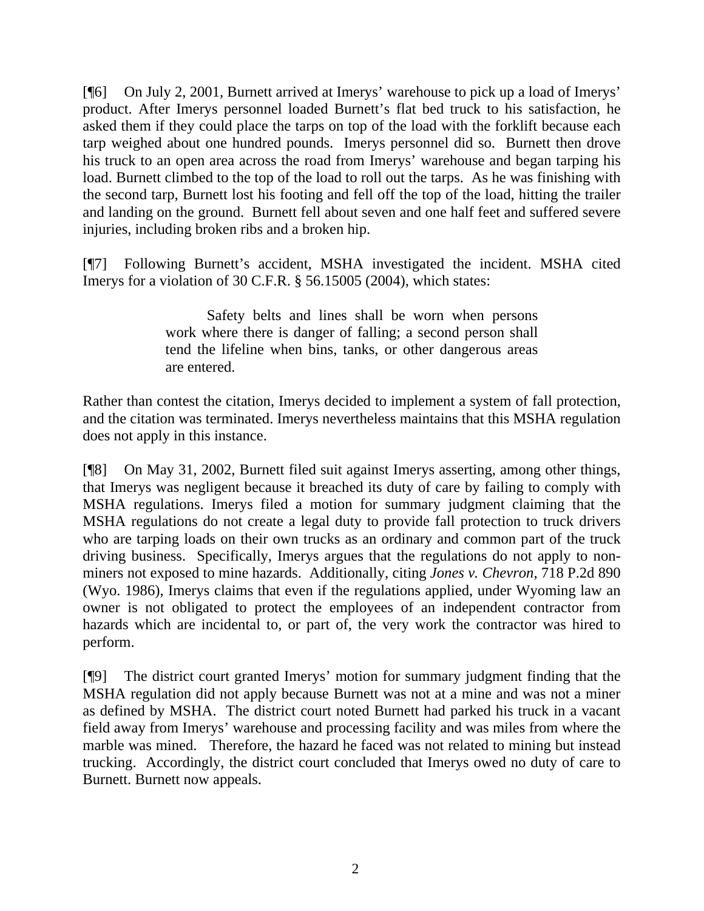[¶6] On July 2, 2001, Burnett arrived at Imerys' warehouse to pick up a load of Imerys' product. After Imerys personnel loaded Burnett's flat bed truck to his satisfaction, he asked them if they could place the tarps on top of the load with the forklift because each tarp weighed about one hundred pounds. Imerys personnel did so. Burnett then drove his truck to an open area across the road from Imerys' warehouse and began tarping his load. Burnett climbed to the top of the load to roll out the tarps. As he was finishing with the second tarp, Burnett lost his footing and fell off the top of the load, hitting the trailer and landing on the ground. Burnett fell about seven and one half feet and suffered severe injuries, including broken ribs and a broken hip.

[¶7] Following Burnett's accident, MSHA investigated the incident. MSHA cited Imerys for a violation of 30 C.F.R. § 56.15005 (2004), which states:

> Safety belts and lines shall be worn when persons work where there is danger of falling; a second person shall tend the lifeline when bins, tanks, or other dangerous areas are entered.

Rather than contest the citation, Imerys decided to implement a system of fall protection, and the citation was terminated. Imerys nevertheless maintains that this MSHA regulation does not apply in this instance.

[¶8] On May 31, 2002, Burnett filed suit against Imerys asserting, among other things, that Imerys was negligent because it breached its duty of care by failing to comply with MSHA regulations. Imerys filed a motion for summary judgment claiming that the MSHA regulations do not create a legal duty to provide fall protection to truck drivers who are tarping loads on their own trucks as an ordinary and common part of the truck driving business. Specifically, Imerys argues that the regulations do not apply to non-miners not exposed to mine hazards. Additionally, citing *Jones v. Chevron*, 718 P.2d 890 (Wyo. 1986), Imerys claims that even if the regulations applied, under Wyoming law an owner is not obligated to protect the employees of an independent contractor from hazards which are incidental to, or part of, the very work the contractor was hired to perform.

[¶9] The district court granted Imerys' motion for summary judgment finding that the MSHA regulation did not apply because Burnett was not at a mine and was not a miner as defined by MSHA. The district court noted Burnett had parked his truck in a vacant field away from Imerys' warehouse and processing facility and was miles from where the marble was mined. Therefore, the hazard he faced was not related to mining but instead trucking. Accordingly, the district court concluded that Imerys owed no duty of care to Burnett. Burnett now appeals.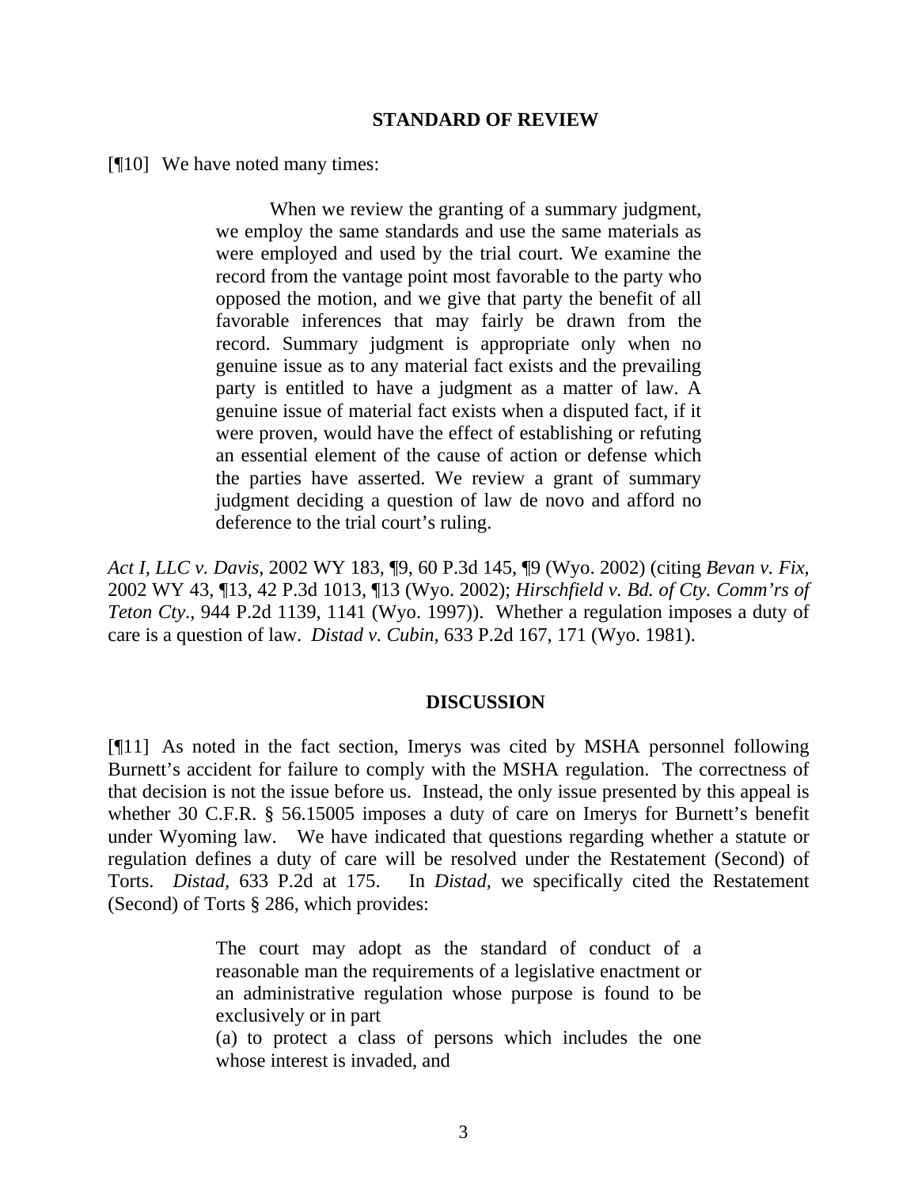## STANDARD OF REVIEW

[¶10] We have noted many times:

> When we review the granting of a summary judgment, we employ the same standards and use the same materials as were employed and used by the trial court. We examine the record from the vantage point most favorable to the party who opposed the motion, and we give that party the benefit of all favorable inferences that may fairly be drawn from the record. Summary judgment is appropriate only when no genuine issue as to any material fact exists and the prevailing party is entitled to have a judgment as a matter of law. A genuine issue of material fact exists when a disputed fact, if it were proven, would have the effect of establishing or refuting an essential element of the cause of action or defense which the parties have asserted. We review a grant of summary judgment deciding a question of law de novo and afford no deference to the trial court's ruling.

*Act I, LLC v. Davis*, 2002 WY 183, ¶9, 60 P.3d 145, ¶9 (Wyo. 2002) (citing *Bevan v. Fix*, 2002 WY 43, ¶13, 42 P.3d 1013, ¶13 (Wyo. 2002); *Hirschfield v. Bd. of Cty. Comm'rs of Teton Cty*., 944 P.2d 1139, 1141 (Wyo. 1997)). Whether a regulation imposes a duty of care is a question of law. *Distad v. Cubin*, 633 P.2d 167, 171 (Wyo. 1981).

## DISCUSSION

[¶11] As noted in the fact section, Imerys was cited by MSHA personnel following Burnett's accident for failure to comply with the MSHA regulation. The correctness of that decision is not the issue before us. Instead, the only issue presented by this appeal is whether 30 C.F.R. § 56.15005 imposes a duty of care on Imerys for Burnett's benefit under Wyoming law. We have indicated that questions regarding whether a statute or regulation defines a duty of care will be resolved under the Restatement (Second) of Torts. *Distad*, 633 P.2d at 175. In *Distad*, we specifically cited the Restatement (Second) of Torts § 286, which provides:

> The court may adopt as the standard of conduct of a reasonable man the requirements of a legislative enactment or an administrative regulation whose purpose is found to be exclusively or in part
>
> (a) to protect a class of persons which includes the one whose interest is invaded, and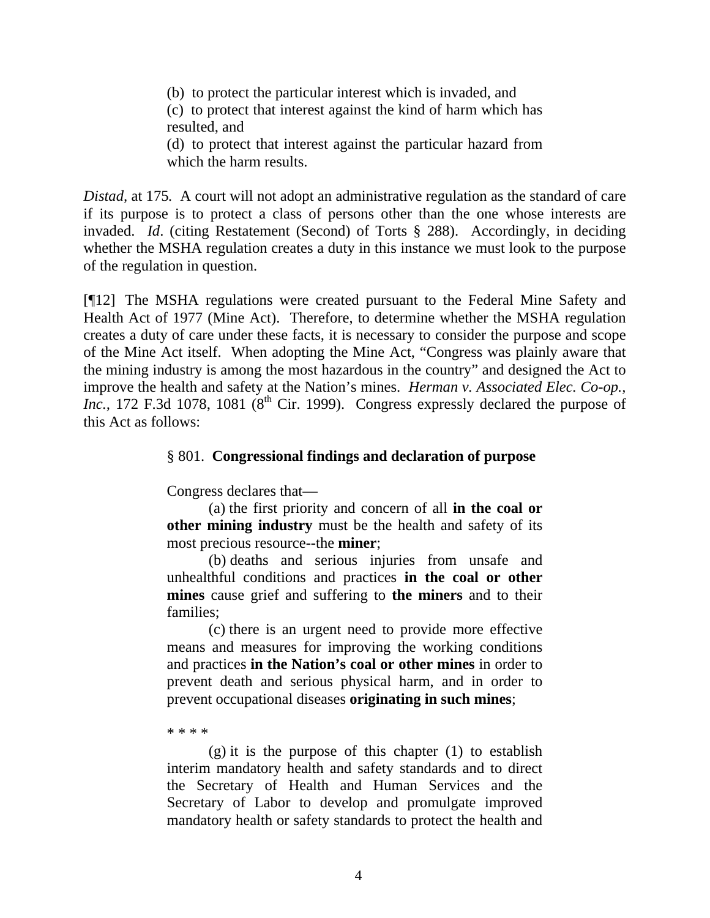> (b) to protect the particular interest which is invaded, and
> (c) to protect that interest against the kind of harm which has resulted, and
> (d) to protect that interest against the particular hazard from which the harm results.

*Distad,* at 175. A court will not adopt an administrative regulation as the standard of care if its purpose is to protect a class of persons other than the one whose interests are invaded. *Id*. (citing Restatement (Second) of Torts § 288). Accordingly, in deciding whether the MSHA regulation creates a duty in this instance we must look to the purpose of the regulation in question.

[¶12] The MSHA regulations were created pursuant to the Federal Mine Safety and Health Act of 1977 (Mine Act). Therefore, to determine whether the MSHA regulation creates a duty of care under these facts, it is necessary to consider the purpose and scope of the Mine Act itself. When adopting the Mine Act, "Congress was plainly aware that the mining industry is among the most hazardous in the country" and designed the Act to improve the health and safety at the Nation's mines. *Herman v. Associated Elec. Co-op., Inc.*, 172 F.3d 1078, 1081 (8th Cir. 1999). Congress expressly declared the purpose of this Act as follows:

> § 801. **Congressional findings and declaration of purpose**
>
> Congress declares that—
>
> (a) the first priority and concern of all **in the coal or other mining industry** must be the health and safety of its most precious resource--the **miner**;
>
> (b) deaths and serious injuries from unsafe and unhealthful conditions and practices **in the coal or other mines** cause grief and suffering to **the miners** and to their families;
>
> (c) there is an urgent need to provide more effective means and measures for improving the working conditions and practices **in the Nation's coal or other mines** in order to prevent death and serious physical harm, and in order to prevent occupational diseases **originating in such mines**;
>
> * * * *
>
> (g) it is the purpose of this chapter (1) to establish interim mandatory health and safety standards and to direct the Secretary of Health and Human Services and the Secretary of Labor to develop and promulgate improved mandatory health or safety standards to protect the health and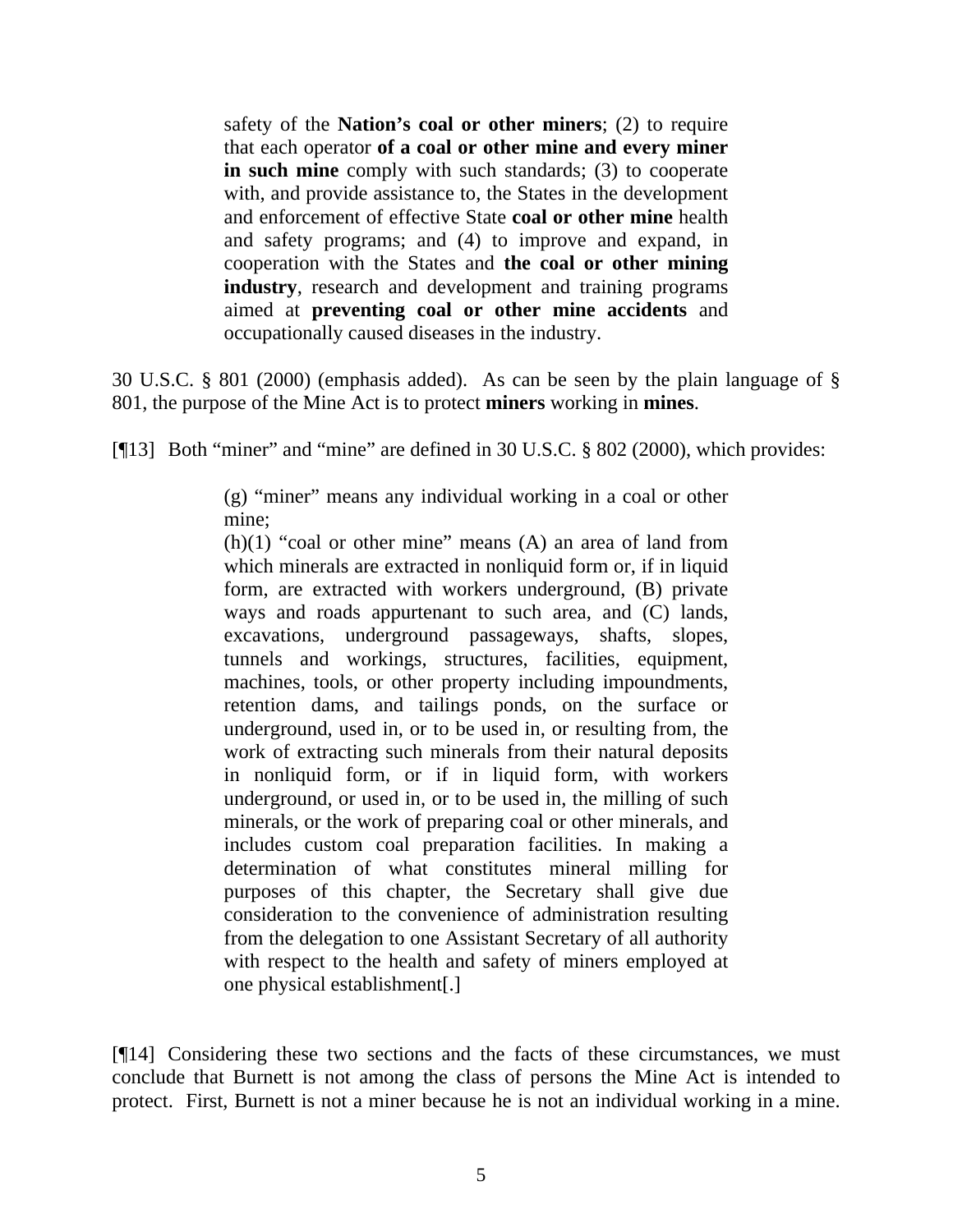> safety of the **Nation's coal or other miners**; (2) to require that each operator **of a coal or other mine and every miner in such mine** comply with such standards; (3) to cooperate with, and provide assistance to, the States in the development and enforcement of effective State **coal or other mine** health and safety programs; and (4) to improve and expand, in cooperation with the States and **the coal or other mining industry**, research and development and training programs aimed at **preventing coal or other mine accidents** and occupationally caused diseases in the industry.

30 U.S.C. § 801 (2000) (emphasis added). As can be seen by the plain language of § 801, the purpose of the Mine Act is to protect **miners** working in **mines**.

[¶13] Both "miner" and "mine" are defined in 30 U.S.C. § 802 (2000), which provides:

> (g) "miner" means any individual working in a coal or other mine;
>
> (h)(1) "coal or other mine" means (A) an area of land from which minerals are extracted in nonliquid form or, if in liquid form, are extracted with workers underground, (B) private ways and roads appurtenant to such area, and (C) lands, excavations, underground passageways, shafts, slopes, tunnels and workings, structures, facilities, equipment, machines, tools, or other property including impoundments, retention dams, and tailings ponds, on the surface or underground, used in, or to be used in, or resulting from, the work of extracting such minerals from their natural deposits in nonliquid form, or if in liquid form, with workers underground, or used in, or to be used in, the milling of such minerals, or the work of preparing coal or other minerals, and includes custom coal preparation facilities. In making a determination of what constitutes mineral milling for purposes of this chapter, the Secretary shall give due consideration to the convenience of administration resulting from the delegation to one Assistant Secretary of all authority with respect to the health and safety of miners employed at one physical establishment[.]

[¶14] Considering these two sections and the facts of these circumstances, we must conclude that Burnett is not among the class of persons the Mine Act is intended to protect. First, Burnett is not a miner because he is not an individual working in a mine.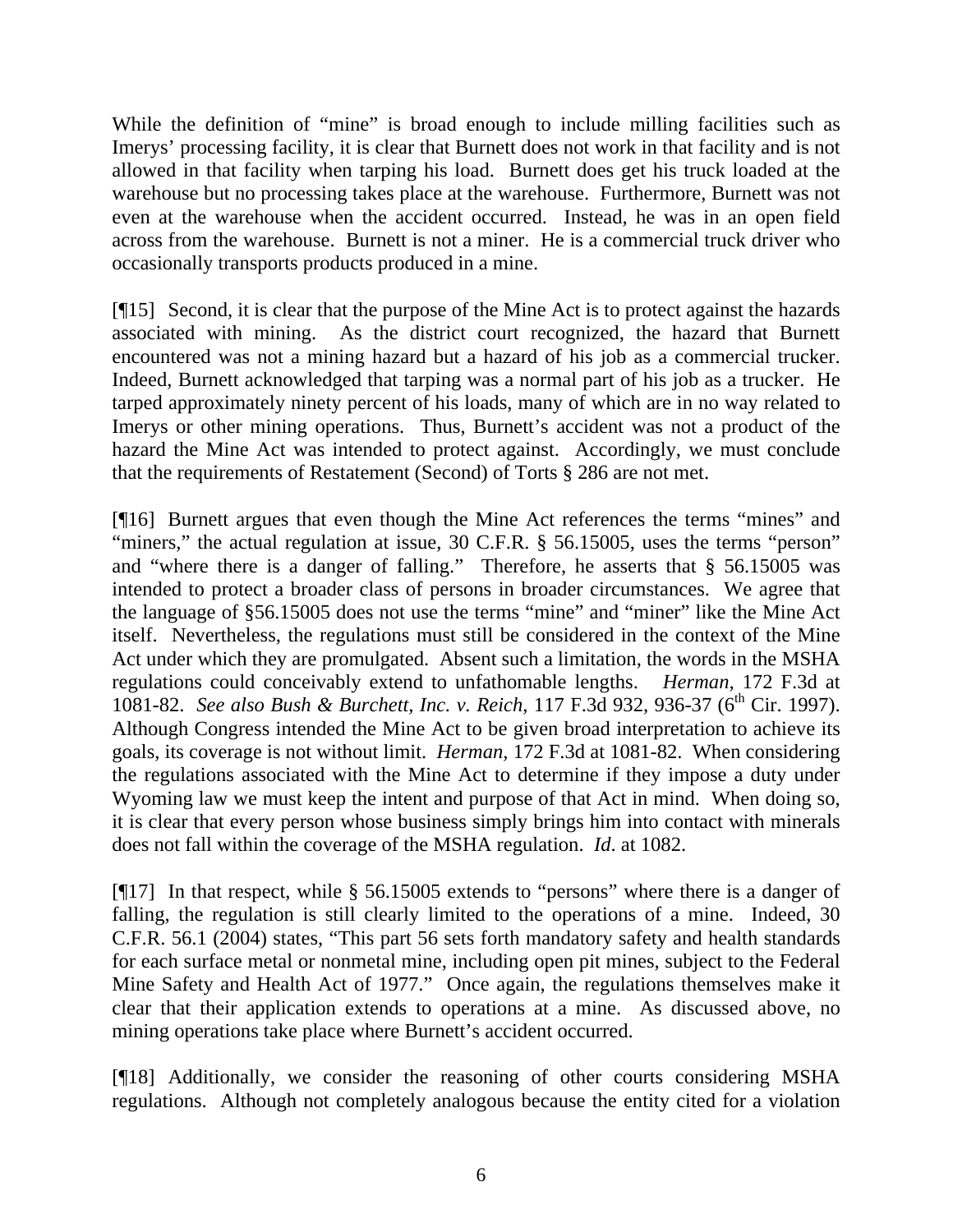While the definition of "mine" is broad enough to include milling facilities such as Imerys' processing facility, it is clear that Burnett does not work in that facility and is not allowed in that facility when tarping his load. Burnett does get his truck loaded at the warehouse but no processing takes place at the warehouse. Furthermore, Burnett was not even at the warehouse when the accident occurred. Instead, he was in an open field across from the warehouse. Burnett is not a miner. He is a commercial truck driver who occasionally transports products produced in a mine.

[¶15] Second, it is clear that the purpose of the Mine Act is to protect against the hazards associated with mining. As the district court recognized, the hazard that Burnett encountered was not a mining hazard but a hazard of his job as a commercial trucker. Indeed, Burnett acknowledged that tarping was a normal part of his job as a trucker. He tarped approximately ninety percent of his loads, many of which are in no way related to Imerys or other mining operations. Thus, Burnett's accident was not a product of the hazard the Mine Act was intended to protect against. Accordingly, we must conclude that the requirements of Restatement (Second) of Torts § 286 are not met.

[¶16] Burnett argues that even though the Mine Act references the terms "mines" and "miners," the actual regulation at issue, 30 C.F.R. § 56.15005, uses the terms "person" and "where there is a danger of falling." Therefore, he asserts that § 56.15005 was intended to protect a broader class of persons in broader circumstances. We agree that the language of §56.15005 does not use the terms "mine" and "miner" like the Mine Act itself. Nevertheless, the regulations must still be considered in the context of the Mine Act under which they are promulgated. Absent such a limitation, the words in the MSHA regulations could conceivably extend to unfathomable lengths. *Herman,* 172 F.3d at 1081-82. *See also Bush & Burchett, Inc. v. Reich*, 117 F.3d 932, 936-37 (6th Cir. 1997). Although Congress intended the Mine Act to be given broad interpretation to achieve its goals, its coverage is not without limit. *Herman,* 172 F.3d at 1081-82. When considering the regulations associated with the Mine Act to determine if they impose a duty under Wyoming law we must keep the intent and purpose of that Act in mind. When doing so, it is clear that every person whose business simply brings him into contact with minerals does not fall within the coverage of the MSHA regulation. *Id*. at 1082.

[¶17] In that respect, while § 56.15005 extends to "persons" where there is a danger of falling, the regulation is still clearly limited to the operations of a mine. Indeed, 30 C.F.R. 56.1 (2004) states, "This part 56 sets forth mandatory safety and health standards for each surface metal or nonmetal mine, including open pit mines, subject to the Federal Mine Safety and Health Act of 1977." Once again, the regulations themselves make it clear that their application extends to operations at a mine. As discussed above, no mining operations take place where Burnett's accident occurred.

[¶18] Additionally, we consider the reasoning of other courts considering MSHA regulations. Although not completely analogous because the entity cited for a violation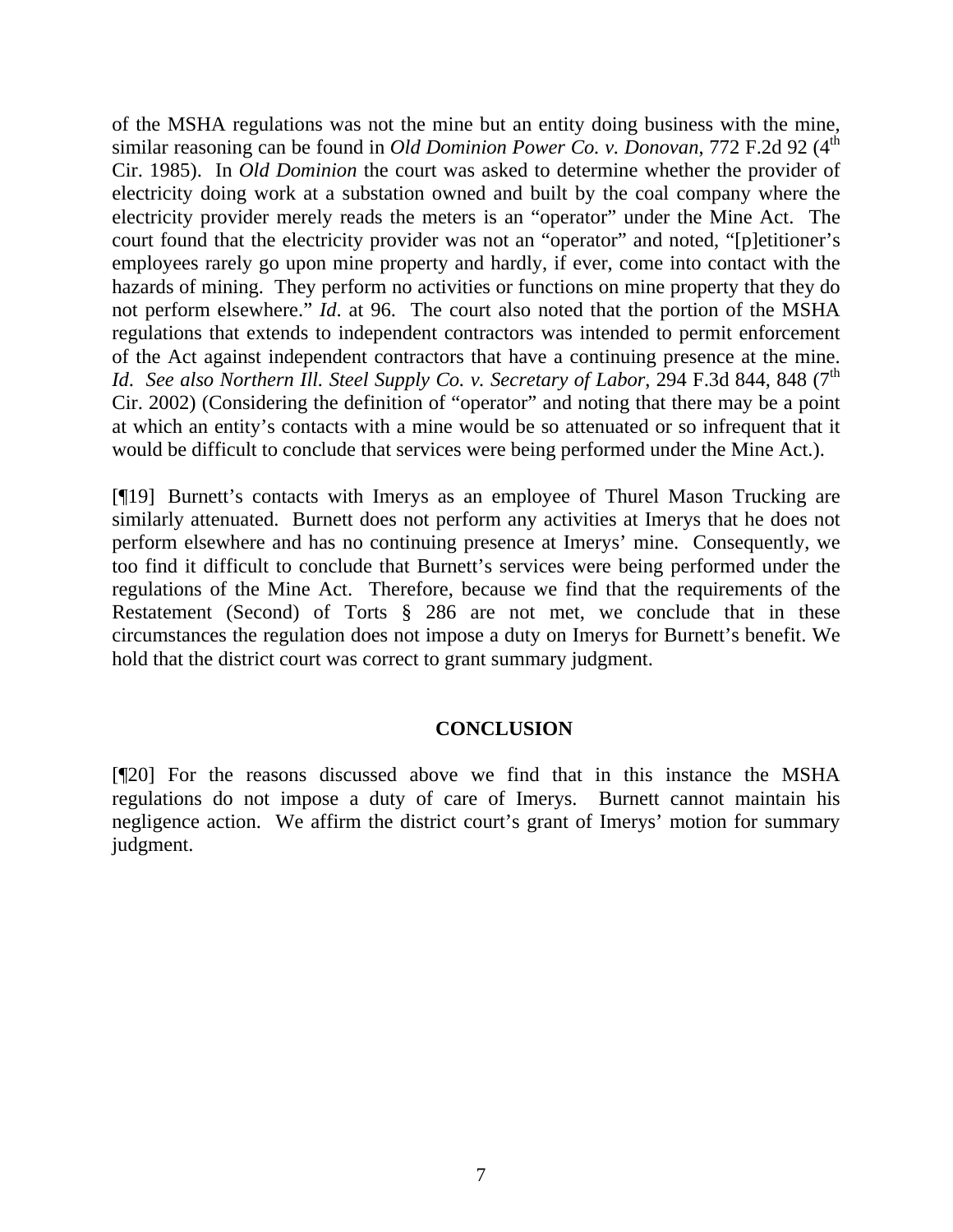of the MSHA regulations was not the mine but an entity doing business with the mine, similar reasoning can be found in *Old Dominion Power Co. v. Donovan*, 772 F.2d 92 (4th Cir. 1985). In *Old Dominion* the court was asked to determine whether the provider of electricity doing work at a substation owned and built by the coal company where the electricity provider merely reads the meters is an "operator" under the Mine Act. The court found that the electricity provider was not an "operator" and noted, "[p]etitioner's employees rarely go upon mine property and hardly, if ever, come into contact with the hazards of mining. They perform no activities or functions on mine property that they do not perform elsewhere." *Id*. at 96. The court also noted that the portion of the MSHA regulations that extends to independent contractors was intended to permit enforcement of the Act against independent contractors that have a continuing presence at the mine. *Id*. *See also Northern Ill. Steel Supply Co. v. Secretary of Labor*, 294 F.3d 844, 848 (7th Cir. 2002) (Considering the definition of "operator" and noting that there may be a point at which an entity's contacts with a mine would be so attenuated or so infrequent that it would be difficult to conclude that services were being performed under the Mine Act.).

[¶19] Burnett's contacts with Imerys as an employee of Thurel Mason Trucking are similarly attenuated. Burnett does not perform any activities at Imerys that he does not perform elsewhere and has no continuing presence at Imerys' mine. Consequently, we too find it difficult to conclude that Burnett's services were being performed under the regulations of the Mine Act. Therefore, because we find that the requirements of the Restatement (Second) of Torts § 286 are not met, we conclude that in these circumstances the regulation does not impose a duty on Imerys for Burnett's benefit. We hold that the district court was correct to grant summary judgment.

## CONCLUSION

[¶20] For the reasons discussed above we find that in this instance the MSHA regulations do not impose a duty of care of Imerys. Burnett cannot maintain his negligence action. We affirm the district court's grant of Imerys' motion for summary judgment.